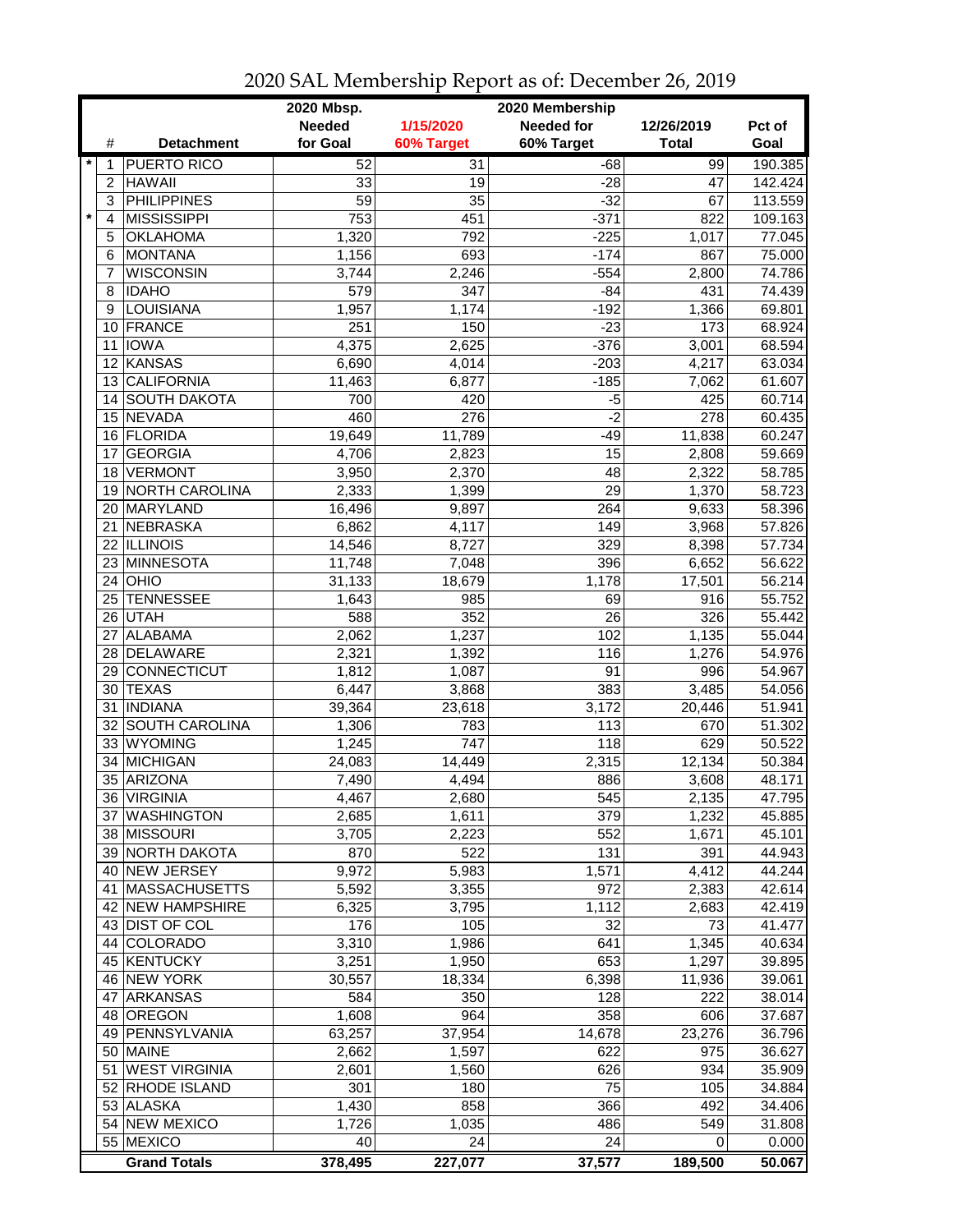# 2020 SAL Membership Report as of: December 26, 2019

| | # | Detachment | 2020 Mbsp. Needed for Goal | 1/15/2020 60% Target | 2020 Membership Needed for 60% Target | 12/26/2019 Total | Pct of Goal |
|---|---|---|---|---|---|---|---|
| * | 1 | PUERTO RICO | 52 | 31 | -68 | 99 | 190.385 |
| | 2 | HAWAII | 33 | 19 | -28 | 47 | 142.424 |
| | 3 | PHILIPPINES | 59 | 35 | -32 | 67 | 113.559 |
| * | 4 | MISSISSIPPI | 753 | 451 | -371 | 822 | 109.163 |
| | 5 | OKLAHOMA | 1,320 | 792 | -225 | 1,017 | 77.045 |
| | 6 | MONTANA | 1,156 | 693 | -174 | 867 | 75.000 |
| | 7 | WISCONSIN | 3,744 | 2,246 | -554 | 2,800 | 74.786 |
| | 8 | IDAHO | 579 | 347 | -84 | 431 | 74.439 |
| | 9 | LOUISIANA | 1,957 | 1,174 | -192 | 1,366 | 69.801 |
| | 10 | FRANCE | 251 | 150 | -23 | 173 | 68.924 |
| | 11 | IOWA | 4,375 | 2,625 | -376 | 3,001 | 68.594 |
| | 12 | KANSAS | 6,690 | 4,014 | -203 | 4,217 | 63.034 |
| | 13 | CALIFORNIA | 11,463 | 6,877 | -185 | 7,062 | 61.607 |
| | 14 | SOUTH DAKOTA | 700 | 420 | -5 | 425 | 60.714 |
| | 15 | NEVADA | 460 | 276 | -2 | 278 | 60.435 |
| | 16 | FLORIDA | 19,649 | 11,789 | -49 | 11,838 | 60.247 |
| | 17 | GEORGIA | 4,706 | 2,823 | 15 | 2,808 | 59.669 |
| | 18 | VERMONT | 3,950 | 2,370 | 48 | 2,322 | 58.785 |
| | 19 | NORTH CAROLINA | 2,333 | 1,399 | 29 | 1,370 | 58.723 |
| | 20 | MARYLAND | 16,496 | 9,897 | 264 | 9,633 | 58.396 |
| | 21 | NEBRASKA | 6,862 | 4,117 | 149 | 3,968 | 57.826 |
| | 22 | ILLINOIS | 14,546 | 8,727 | 329 | 8,398 | 57.734 |
| | 23 | MINNESOTA | 11,748 | 7,048 | 396 | 6,652 | 56.622 |
| | 24 | OHIO | 31,133 | 18,679 | 1,178 | 17,501 | 56.214 |
| | 25 | TENNESSEE | 1,643 | 985 | 69 | 916 | 55.752 |
| | 26 | UTAH | 588 | 352 | 26 | 326 | 55.442 |
| | 27 | ALABAMA | 2,062 | 1,237 | 102 | 1,135 | 55.044 |
| | 28 | DELAWARE | 2,321 | 1,392 | 116 | 1,276 | 54.976 |
| | 29 | CONNECTICUT | 1,812 | 1,087 | 91 | 996 | 54.967 |
| | 30 | TEXAS | 6,447 | 3,868 | 383 | 3,485 | 54.056 |
| | 31 | INDIANA | 39,364 | 23,618 | 3,172 | 20,446 | 51.941 |
| | 32 | SOUTH CAROLINA | 1,306 | 783 | 113 | 670 | 51.302 |
| | 33 | WYOMING | 1,245 | 747 | 118 | 629 | 50.522 |
| | 34 | MICHIGAN | 24,083 | 14,449 | 2,315 | 12,134 | 50.384 |
| | 35 | ARIZONA | 7,490 | 4,494 | 886 | 3,608 | 48.171 |
| | 36 | VIRGINIA | 4,467 | 2,680 | 545 | 2,135 | 47.795 |
| | 37 | WASHINGTON | 2,685 | 1,611 | 379 | 1,232 | 45.885 |
| | 38 | MISSOURI | 3,705 | 2,223 | 552 | 1,671 | 45.101 |
| | 39 | NORTH DAKOTA | 870 | 522 | 131 | 391 | 44.943 |
| | 40 | NEW JERSEY | 9,972 | 5,983 | 1,571 | 4,412 | 44.244 |
| | 41 | MASSACHUSETTS | 5,592 | 3,355 | 972 | 2,383 | 42.614 |
| | 42 | NEW HAMPSHIRE | 6,325 | 3,795 | 1,112 | 2,683 | 42.419 |
| | 43 | DIST OF COL | 176 | 105 | 32 | 73 | 41.477 |
| | 44 | COLORADO | 3,310 | 1,986 | 641 | 1,345 | 40.634 |
| | 45 | KENTUCKY | 3,251 | 1,950 | 653 | 1,297 | 39.895 |
| | 46 | NEW YORK | 30,557 | 18,334 | 6,398 | 11,936 | 39.061 |
| | 47 | ARKANSAS | 584 | 350 | 128 | 222 | 38.014 |
| | 48 | OREGON | 1,608 | 964 | 358 | 606 | 37.687 |
| | 49 | PENNSYLVANIA | 63,257 | 37,954 | 14,678 | 23,276 | 36.796 |
| | 50 | MAINE | 2,662 | 1,597 | 622 | 975 | 36.627 |
| | 51 | WEST VIRGINIA | 2,601 | 1,560 | 626 | 934 | 35.909 |
| | 52 | RHODE ISLAND | 301 | 180 | 75 | 105 | 34.884 |
| | 53 | ALASKA | 1,430 | 858 | 366 | 492 | 34.406 |
| | 54 | NEW MEXICO | 1,726 | 1,035 | 486 | 549 | 31.808 |
| | 55 | MEXICO | 40 | 24 | 24 | 0 | 0.000 |
| | | **Grand Totals** | **378,495** | **227,077** | **37,577** | **189,500** | **50.067** |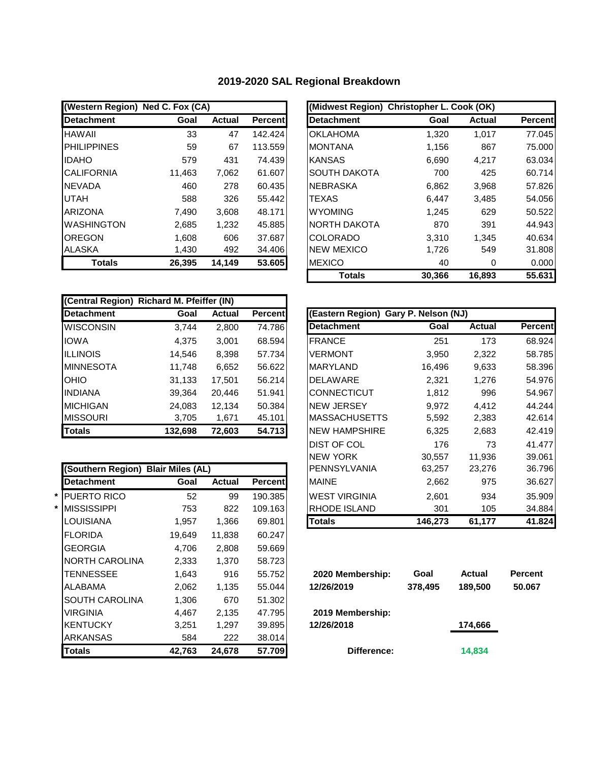# 2019-2020 SAL Regional Breakdown

| (Western Region) Ned C. Fox (CA) | | | |
|---|---|---|---|
| **Detachment** | **Goal** | **Actual** | **Percent** |
| HAWAII | 33 | 47 | 142.424 |
| PHILIPPINES | 59 | 67 | 113.559 |
| IDAHO | 579 | 431 | 74.439 |
| CALIFORNIA | 11,463 | 7,062 | 61.607 |
| NEVADA | 460 | 278 | 60.435 |
| UTAH | 588 | 326 | 55.442 |
| ARIZONA | 7,490 | 3,608 | 48.171 |
| WASHINGTON | 2,685 | 1,232 | 45.885 |
| OREGON | 1,608 | 606 | 37.687 |
| ALASKA | 1,430 | 492 | 34.406 |
| **Totals** | **26,395** | **14,149** | **53.605** |

| (Midwest Region) Christopher L. Cook (OK) | | | |
|---|---|---|---|
| **Detachment** | **Goal** | **Actual** | **Percent** |
| OKLAHOMA | 1,320 | 1,017 | 77.045 |
| MONTANA | 1,156 | 867 | 75.000 |
| KANSAS | 6,690 | 4,217 | 63.034 |
| SOUTH DAKOTA | 700 | 425 | 60.714 |
| NEBRASKA | 6,862 | 3,968 | 57.826 |
| TEXAS | 6,447 | 3,485 | 54.056 |
| WYOMING | 1,245 | 629 | 50.522 |
| NORTH DAKOTA | 870 | 391 | 44.943 |
| COLORADO | 3,310 | 1,345 | 40.634 |
| NEW MEXICO | 1,726 | 549 | 31.808 |
| MEXICO | 40 | 0 | 0.000 |
| **Totals** | **30,366** | **16,893** | **55.631** |

| (Central Region) Richard M. Pfeiffer (IN) | | | |
|---|---|---|---|
| **Detachment** | **Goal** | **Actual** | **Percent** |
| WISCONSIN | 3,744 | 2,800 | 74.786 |
| IOWA | 4,375 | 3,001 | 68.594 |
| ILLINOIS | 14,546 | 8,398 | 57.734 |
| MINNESOTA | 11,748 | 6,652 | 56.622 |
| OHIO | 31,133 | 17,501 | 56.214 |
| INDIANA | 39,364 | 20,446 | 51.941 |
| MICHIGAN | 24,083 | 12,134 | 50.384 |
| MISSOURI | 3,705 | 1,671 | 45.101 |
| **Totals** | **132,698** | **72,603** | **54.713** |

| (Eastern Region) Gary P. Nelson (NJ) | | | |
|---|---|---|---|
| **Detachment** | **Goal** | **Actual** | **Percent** |
| FRANCE | 251 | 173 | 68.924 |
| VERMONT | 3,950 | 2,322 | 58.785 |
| MARYLAND | 16,496 | 9,633 | 58.396 |
| DELAWARE | 2,321 | 1,276 | 54.976 |
| CONNECTICUT | 1,812 | 996 | 54.967 |
| NEW JERSEY | 9,972 | 4,412 | 44.244 |
| MASSACHUSETTS | 5,592 | 2,383 | 42.614 |
| NEW HAMPSHIRE | 6,325 | 2,683 | 42.419 |
| DIST OF COL | 176 | 73 | 41.477 |
| NEW YORK | 30,557 | 11,936 | 39.061 |
| PENNSYLVANIA | 63,257 | 23,276 | 36.796 |
| MAINE | 2,662 | 975 | 36.627 |
| WEST VIRGINIA | 2,601 | 934 | 35.909 |
| RHODE ISLAND | 301 | 105 | 34.884 |
| **Totals** | **146,273** | **61,177** | **41.824** |

| (Southern Region) Blair Miles (AL) | | | |
|---|---|---|---|
| **Detachment** | **Goal** | **Actual** | **Percent** |
| * PUERTO RICO | 52 | 99 | 190.385 |
| * MISSISSIPPI | 753 | 822 | 109.163 |
| LOUISIANA | 1,957 | 1,366 | 69.801 |
| FLORIDA | 19,649 | 11,838 | 60.247 |
| GEORGIA | 4,706 | 2,808 | 59.669 |
| NORTH CAROLINA | 2,333 | 1,370 | 58.723 |
| TENNESSEE | 1,643 | 916 | 55.752 |
| ALABAMA | 2,062 | 1,135 | 55.044 |
| SOUTH CAROLINA | 1,306 | 670 | 51.302 |
| VIRGINIA | 4,467 | 2,135 | 47.795 |
| KENTUCKY | 3,251 | 1,297 | 39.895 |
| ARKANSAS | 584 | 222 | 38.014 |
| **Totals** | **42,763** | **24,678** | **57.709** |

| | **Goal** | **Actual** | **Percent** |
|---|---|---|---|
| **2020 Membership: 12/26/2019** | **378,495** | **189,500** | **50.067** |
| **2019 Membership: 12/26/2018** | | **174,666** | |
| **Difference:** | | **14,834** | |